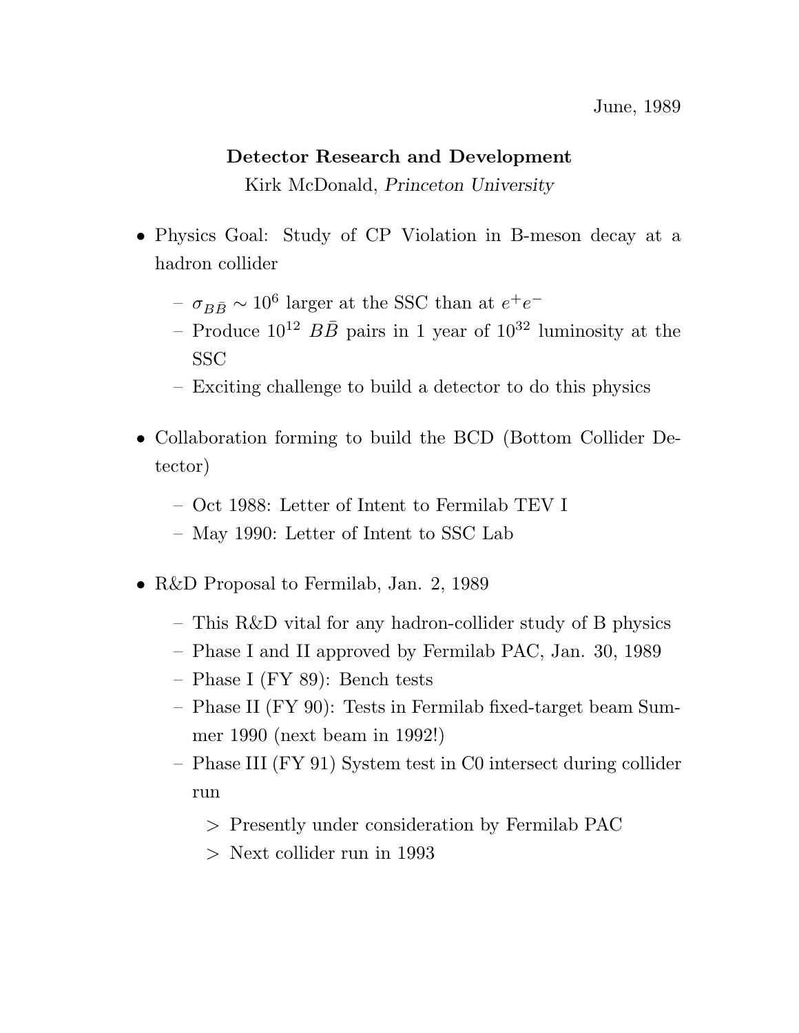June, 1989

**Detector Research and Development**

Kirk McDonald, *Princeton University*

- Physics Goal: Study of CP Violation in B-meson decay at a hadron collider
  - $\sigma_{B\bar{B}} \sim 10^6$ larger at the SSC than at $e^+e^-$
  - Produce $10^{12}$ $B\bar{B}$ pairs in 1 year of $10^{32}$ luminosity at the SSC
  - Exciting challenge to build a detector to do this physics

- Collaboration forming to build the BCD (Bottom Collider Detector)
  - Oct 1988: Letter of Intent to Fermilab TEV I
  - May 1990: Letter of Intent to SSC Lab

- R&D Proposal to Fermilab, Jan. 2, 1989
  - This R&D vital for any hadron-collider study of B physics
  - Phase I and II approved by Fermilab PAC, Jan. 30, 1989
  - Phase I (FY 89): Bench tests
  - Phase II (FY 90): Tests in Fermilab fixed-target beam Summer 1990 (next beam in 1992!)
  - Phase III (FY 91) System test in C0 intersect during collider run
    - > Presently under consideration by Fermilab PAC
    - > Next collider run in 1993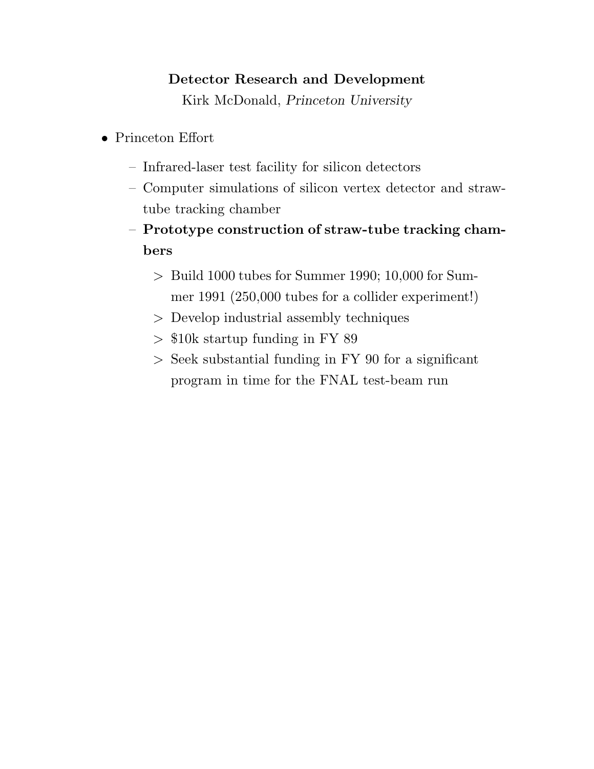**Detector Research and Development**

Kirk McDonald, *Princeton University*

- Princeton Effort
  - Infrared-laser test facility for silicon detectors
  - Computer simulations of silicon vertex detector and straw-tube tracking chamber
  - **Prototype construction of straw-tube tracking chambers**
    - > Build 1000 tubes for Summer 1990; 10,000 for Summer 1991 (250,000 tubes for a collider experiment!)
    - > Develop industrial assembly techniques
    - > $10k startup funding in FY 89
    - > Seek substantial funding in FY 90 for a significant program in time for the FNAL test-beam run